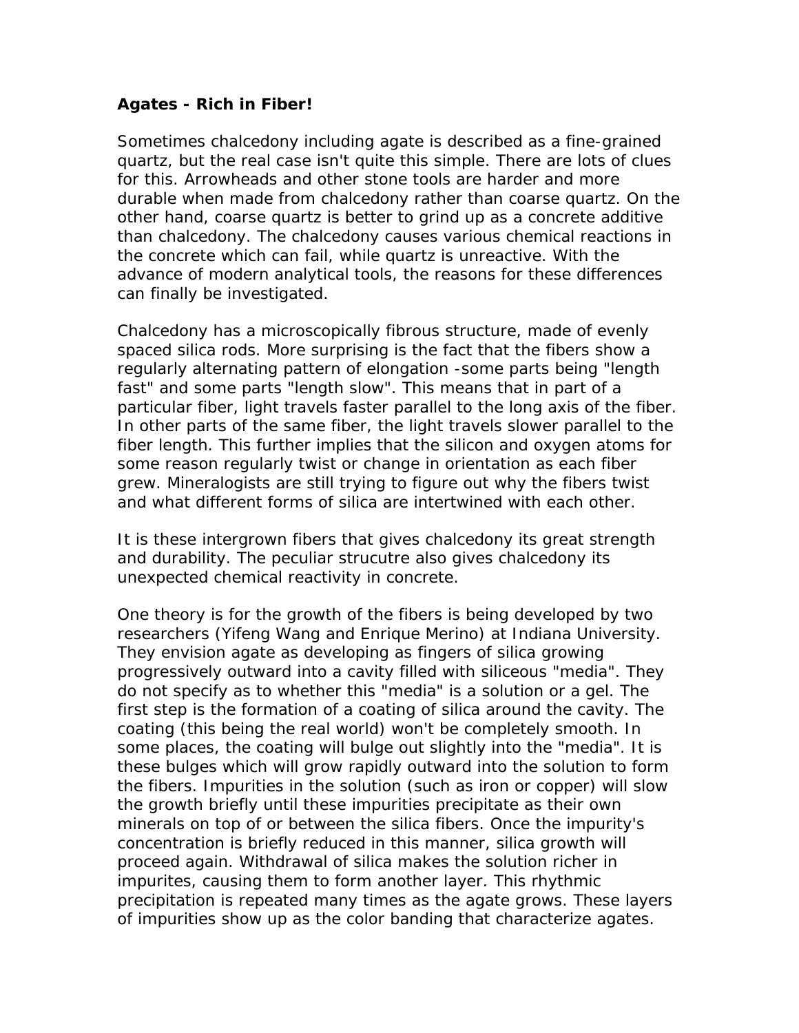**Agates - Rich in Fiber!**

Sometimes chalcedony including agate is described as a fine-grained quartz, but the real case isn't quite this simple. There are lots of clues for this. Arrowheads and other stone tools are harder and more durable when made from chalcedony rather than coarse quartz. On the other hand, coarse quartz is better to grind up as a concrete additive than chalcedony. The chalcedony causes various chemical reactions in the concrete which can fail, while quartz is unreactive. With the advance of modern analytical tools, the reasons for these differences can finally be investigated.

Chalcedony has a microscopically fibrous structure, made of evenly spaced silica rods. More surprising is the fact that the fibers show a regularly alternating pattern of elongation -some parts being "length fast" and some parts "length slow". This means that in part of a particular fiber, light travels faster parallel to the long axis of the fiber. In other parts of the same fiber, the light travels slower parallel to the fiber length. This further implies that the silicon and oxygen atoms for some reason regularly twist or change in orientation as each fiber grew. Mineralogists are still trying to figure out why the fibers twist and what different forms of silica are intertwined with each other.

It is these intergrown fibers that gives chalcedony its great strength and durability. The peculiar strucutre also gives chalcedony its unexpected chemical reactivity in concrete.

One theory is for the growth of the fibers is being developed by two researchers (Yifeng Wang and Enrique Merino) at Indiana University. They envision agate as developing as fingers of silica growing progressively outward into a cavity filled with siliceous "media". They do not specify as to whether this "media" is a solution or a gel. The first step is the formation of a coating of silica around the cavity. The coating (this being the real world) won't be completely smooth. In some places, the coating will bulge out slightly into the "media". It is these bulges which will grow rapidly outward into the solution to form the fibers. Impurities in the solution (such as iron or copper) will slow the growth briefly until these impurities precipitate as their own minerals on top of or between the silica fibers. Once the impurity's concentration is briefly reduced in this manner, silica growth will proceed again. Withdrawal of silica makes the solution richer in impurites, causing them to form another layer. This rhythmic precipitation is repeated many times as the agate grows. These layers of impurities show up as the color banding that characterize agates.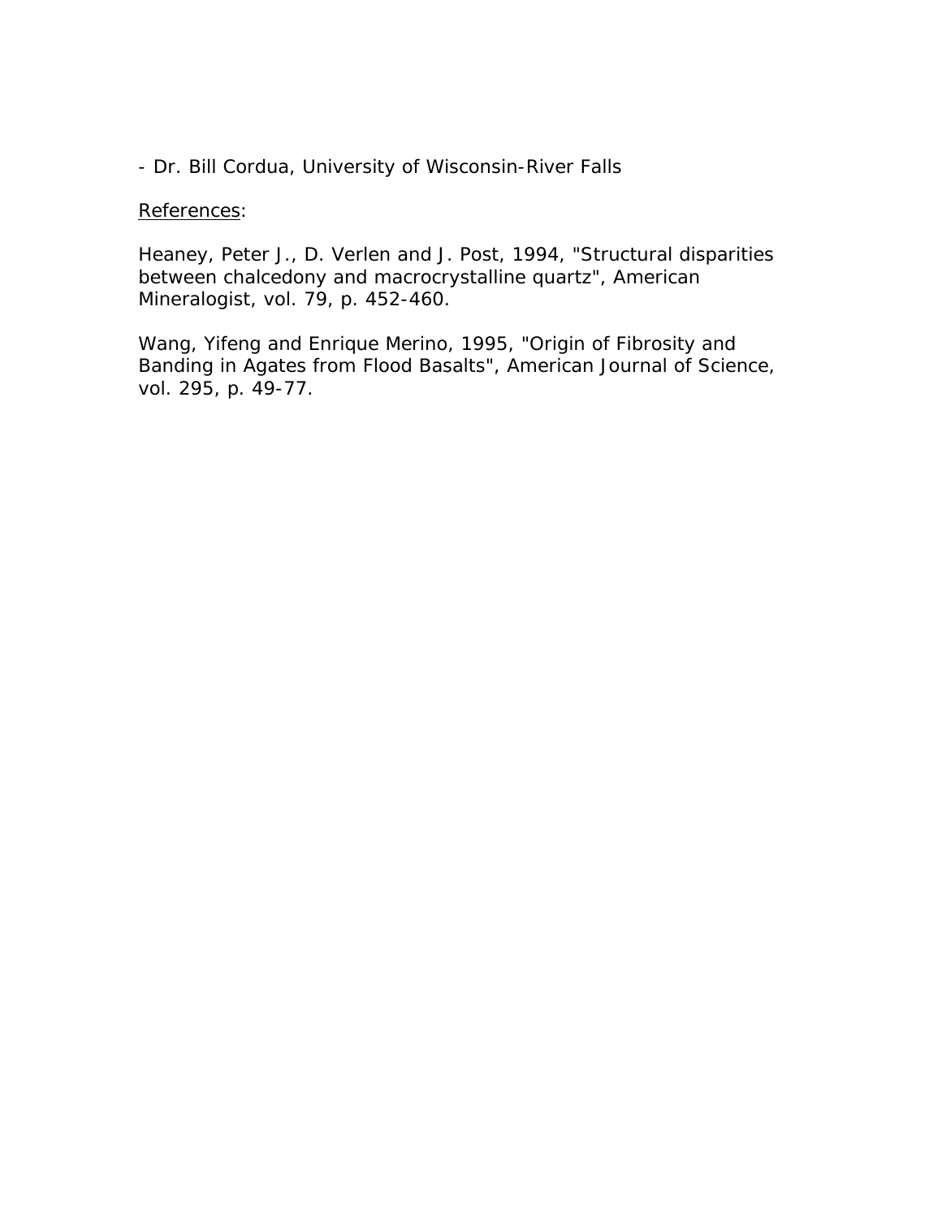- Dr. Bill Cordua, University of Wisconsin-River Falls

References:

Heaney, Peter J., D. Verlen and J. Post, 1994, "Structural disparities between chalcedony and macrocrystalline quartz", American Mineralogist, vol. 79, p. 452-460.

Wang, Yifeng and Enrique Merino, 1995, "Origin of Fibrosity and Banding in Agates from Flood Basalts", American Journal of Science, vol. 295, p. 49-77.